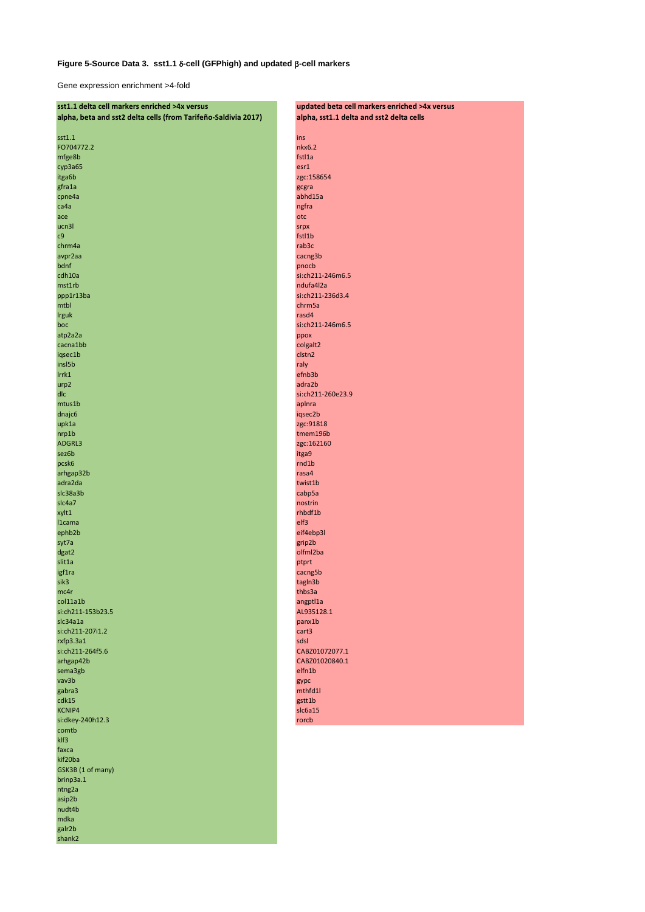**Figure 5-Source Data 3. sst1.1 δ-cell (GFPhigh) and updated β-cell markers**

Gene expression enrichment >4-fold

| sst1.1 delta cell markers enriched >4x versus alpha, beta and sst2 delta cells (from Tarifeño-Saldivia 2017) | updated beta cell markers enriched >4x versus alpha, sst1.1 delta and sst2 delta cells |
|---|---|
| sst1.1 | ins |
| FO704772.2 | nkx6.2 |
| mfge8b | fstl1a |
| cyp3a65 | esr1 |
| itga6b | zgc:158654 |
| gfra1a | gcgra |
| cpne4a | abhd15a |
| ca4a | ngfra |
| ace | otc |
| ucn3l | srpx |
| c9 | fstl1b |
| chrm4a | rab3c |
| avpr2aa | cacng3b |
| bdnf | pnocb |
| cdh10a | si:ch211-246m6.5 |
| mst1rb | ndufa4l2a |
| ppp1r13ba | si:ch211-236d3.4 |
| mtbl | chrm5a |
| lrguk | rasd4 |
| boc | si:ch211-246m6.5 |
| atp2a2a | ppox |
| cacna1bb | colgalt2 |
| iqsec1b | clstn2 |
| insl5b | raly |
| lrrk1 | efnb3b |
| urp2 | adra2b |
| dlc | si:ch211-260e23.9 |
| mtus1b | aplnra |
| dnajc6 | iqsec2b |
| upk1a | zgc:91818 |
| nrp1b | tmem196b |
| ADGRL3 | zgc:162160 |
| sez6b | itga9 |
| pcsk6 | rnd1b |
| arhgap32b | rasa4 |
| adra2da | twist1b |
| slc38a3b | cabp5a |
| slc4a7 | nostrin |
| xylt1 | rhbdf1b |
| l1cama | elf3 |
| ephb2b | eif4ebp3l |
| syt7a | grip2b |
| dgat2 | olfml2ba |
| slit1a | ptprt |
| igf1ra | cacng5b |
| sik3 | tagln3b |
| mc4r | thbs3a |
| col11a1b | angptl1a |
| si:ch211-153b23.5 | AL935128.1 |
| slc34a1a | panx1b |
| si:ch211-207i1.2 | cart3 |
| rxfp3.3a1 | sdsl |
| si:ch211-264f5.6 | CABZ01072077.1 |
| arhgap42b | CABZ01020840.1 |
| sema3gb | elfn1b |
| vav3b | gypc |
| gabra3 | mthfd1l |
| cdk15 | gstt1b |
| KCNIP4 | slc6a15 |
| si:dkey-240h12.3 | rorcb |
| comtb | |
| klf3 | |
| faxca | |
| kif20ba | |
| GSK3B (1 of many) | |
| brinp3a.1 | |
| ntng2a | |
| asip2b | |
| nudt4b | |
| mdka | |
| galr2b | |
| shank2 | |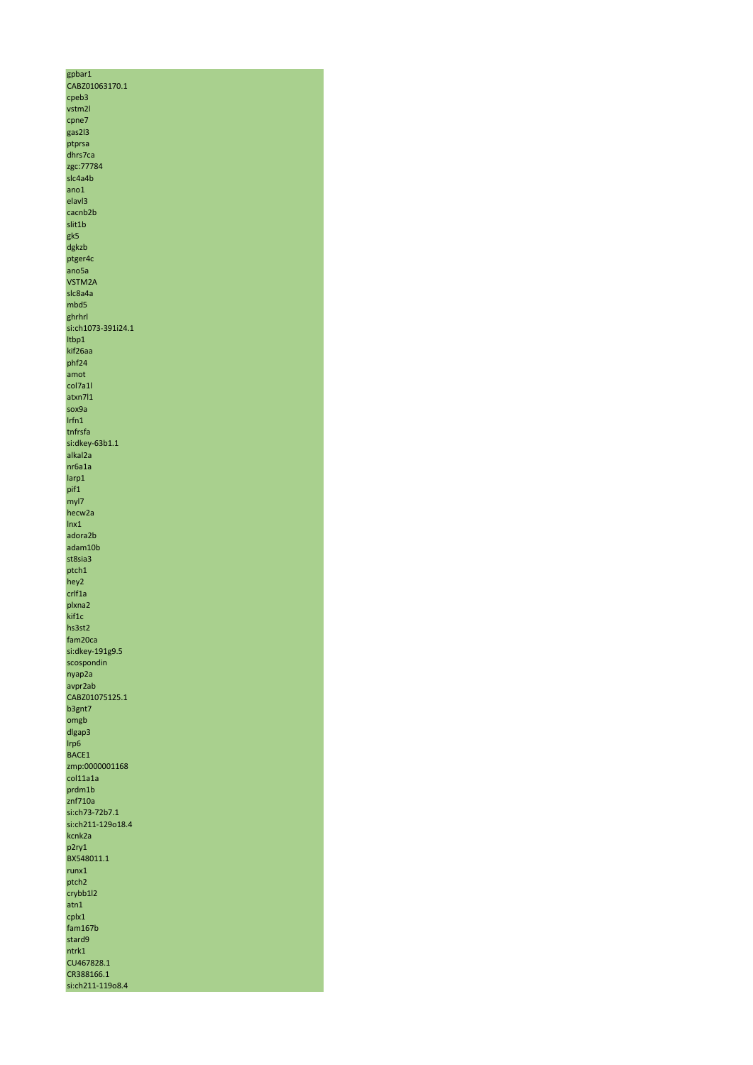gpbar1
CABZ01063170.1
cpeb3
vstm2l
cpne7
gas2l3
ptprsa
dhrs7ca
zgc:77784
slc4a4b
ano1
elavl3
cacnb2b
slit1b
gk5
dgkzb
ptger4c
ano5a
VSTM2A
slc8a4a
mbd5
ghrhrl
si:ch1073-391i24.1
ltbp1
kif26aa
phf24
amot
col7a1l
atxn7l1
sox9a
lrfn1
tnfrsfa
si:dkey-63b1.1
alkal2a
nr6a1a
larp1
pif1
myl7
hecw2a
lnx1
adora2b
adam10b
st8sia3
ptch1
hey2
crlf1a
plxna2
kif1c
hs3st2
fam20ca
si:dkey-191g9.5
scospondin
nyap2a
avpr2ab
CABZ01075125.1
b3gnt7
omgb
dlgap3
lrp6
BACE1
zmp:0000001168
col11a1a
prdm1b
znf710a
si:ch73-72b7.1
si:ch211-129o18.4
kcnk2a
p2ry1
BX548011.1
runx1
ptch2
crybb1l2
atn1
cplx1
fam167b
stard9
ntrk1
CU467828.1
CR388166.1
si:ch211-119o8.4